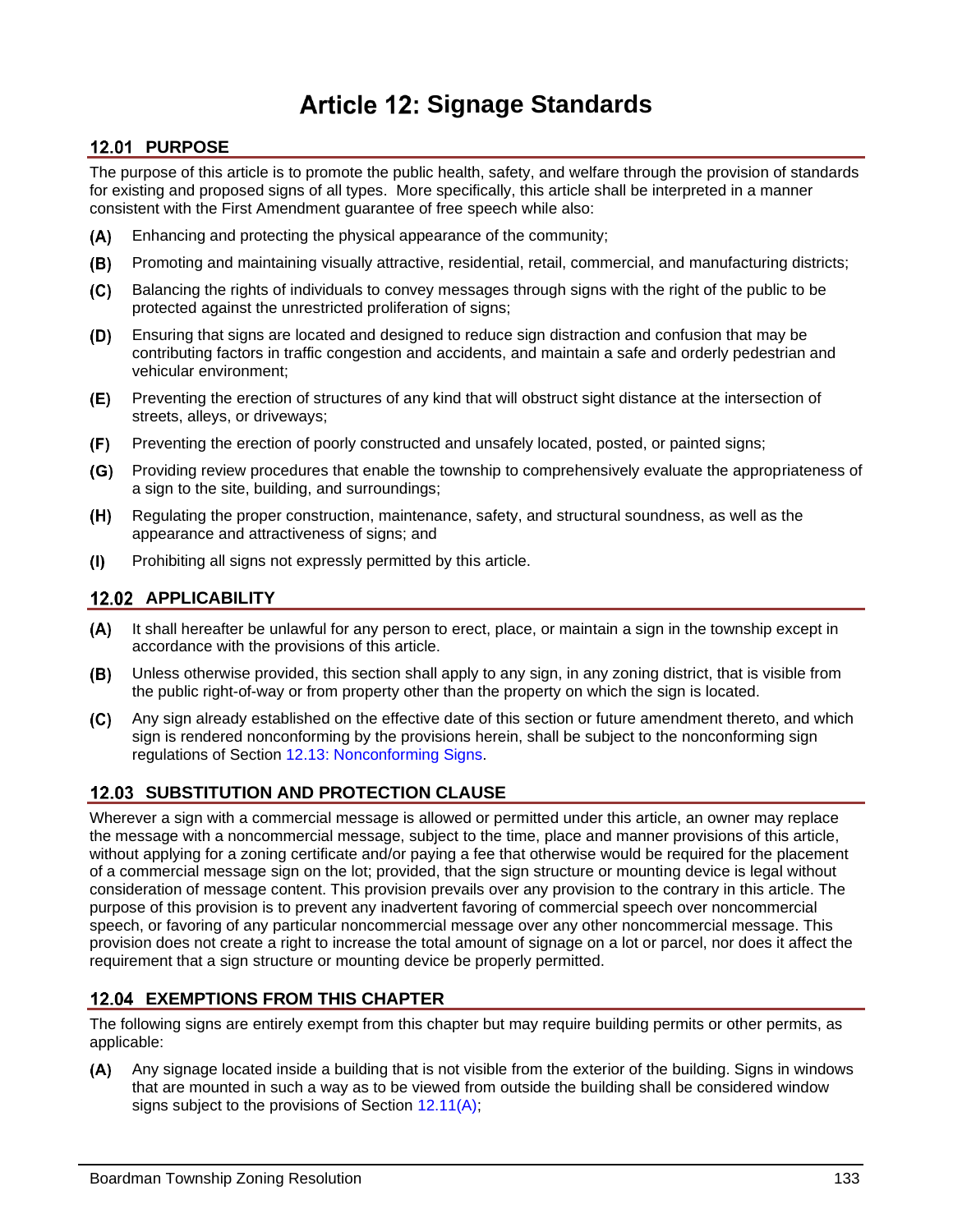# Article 12: Signage Standards

## 12.01 PURPOSE

The purpose of this article is to promote the public health, safety, and welfare through the provision of standards for existing and proposed signs of all types. More specifically, this article shall be interpreted in a manner consistent with the First Amendment guarantee of free speech while also:

**(A)** Enhancing and protecting the physical appearance of the community;

**(B)** Promoting and maintaining visually attractive, residential, retail, commercial, and manufacturing districts;

**(C)** Balancing the rights of individuals to convey messages through signs with the right of the public to be protected against the unrestricted proliferation of signs;

**(D)** Ensuring that signs are located and designed to reduce sign distraction and confusion that may be contributing factors in traffic congestion and accidents, and maintain a safe and orderly pedestrian and vehicular environment;

**(E)** Preventing the erection of structures of any kind that will obstruct sight distance at the intersection of streets, alleys, or driveways;

**(F)** Preventing the erection of poorly constructed and unsafely located, posted, or painted signs;

**(G)** Providing review procedures that enable the township to comprehensively evaluate the appropriateness of a sign to the site, building, and surroundings;

**(H)** Regulating the proper construction, maintenance, safety, and structural soundness, as well as the appearance and attractiveness of signs; and

**(I)** Prohibiting all signs not expressly permitted by this article.

## 12.02 APPLICABILITY

**(A)** It shall hereafter be unlawful for any person to erect, place, or maintain a sign in the township except in accordance with the provisions of this article.

**(B)** Unless otherwise provided, this section shall apply to any sign, in any zoning district, that is visible from the public right-of-way or from property other than the property on which the sign is located.

**(C)** Any sign already established on the effective date of this section or future amendment thereto, and which sign is rendered nonconforming by the provisions herein, shall be subject to the nonconforming sign regulations of Section 12.13: Nonconforming Signs.

## 12.03 SUBSTITUTION AND PROTECTION CLAUSE

Wherever a sign with a commercial message is allowed or permitted under this article, an owner may replace the message with a noncommercial message, subject to the time, place and manner provisions of this article, without applying for a zoning certificate and/or paying a fee that otherwise would be required for the placement of a commercial message sign on the lot; provided, that the sign structure or mounting device is legal without consideration of message content. This provision prevails over any provision to the contrary in this article. The purpose of this provision is to prevent any inadvertent favoring of commercial speech over noncommercial speech, or favoring of any particular noncommercial message over any other noncommercial message. This provision does not create a right to increase the total amount of signage on a lot or parcel, nor does it affect the requirement that a sign structure or mounting device be properly permitted.

## 12.04 EXEMPTIONS FROM THIS CHAPTER

The following signs are entirely exempt from this chapter but may require building permits or other permits, as applicable:

**(A)** Any signage located inside a building that is not visible from the exterior of the building. Signs in windows that are mounted in such a way as to be viewed from outside the building shall be considered window signs subject to the provisions of Section 12.11(A);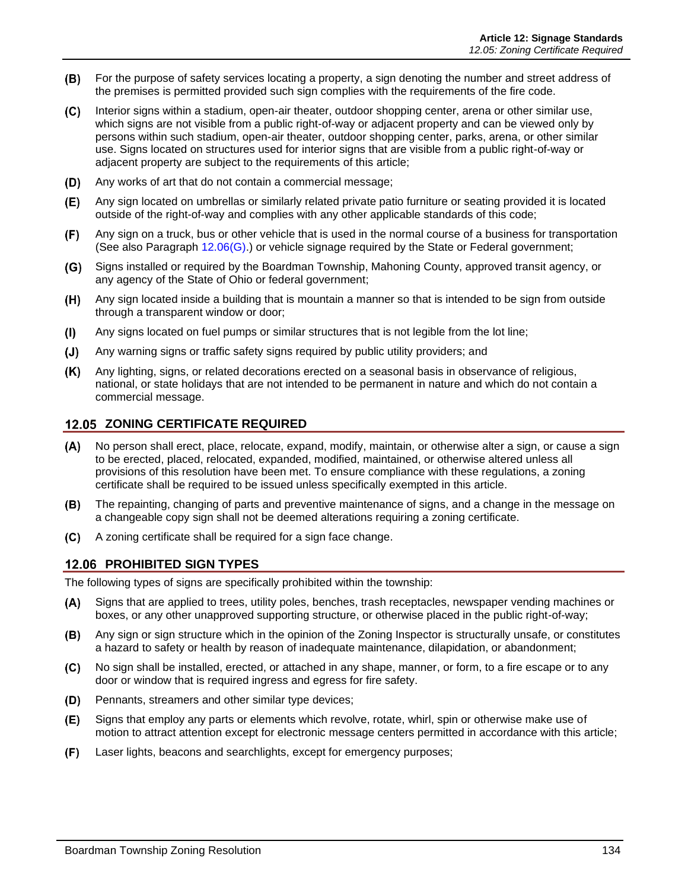(B) For the purpose of safety services locating a property, a sign denoting the number and street address of the premises is permitted provided such sign complies with the requirements of the fire code.

(C) Interior signs within a stadium, open-air theater, outdoor shopping center, arena or other similar use, which signs are not visible from a public right-of-way or adjacent property and can be viewed only by persons within such stadium, open-air theater, outdoor shopping center, parks, arena, or other similar use. Signs located on structures used for interior signs that are visible from a public right-of-way or adjacent property are subject to the requirements of this article;

(D) Any works of art that do not contain a commercial message;

(E) Any sign located on umbrellas or similarly related private patio furniture or seating provided it is located outside of the right-of-way and complies with any other applicable standards of this code;

(F) Any sign on a truck, bus or other vehicle that is used in the normal course of a business for transportation (See also Paragraph 12.06(G).) or vehicle signage required by the State or Federal government;

(G) Signs installed or required by the Boardman Township, Mahoning County, approved transit agency, or any agency of the State of Ohio or federal government;

(H) Any sign located inside a building that is mountain a manner so that is intended to be sign from outside through a transparent window or door;

(I) Any signs located on fuel pumps or similar structures that is not legible from the lot line;

(J) Any warning signs or traffic safety signs required by public utility providers; and

(K) Any lighting, signs, or related decorations erected on a seasonal basis in observance of religious, national, or state holidays that are not intended to be permanent in nature and which do not contain a commercial message.

## 12.05 ZONING CERTIFICATE REQUIRED

(A) No person shall erect, place, relocate, expand, modify, maintain, or otherwise alter a sign, or cause a sign to be erected, placed, relocated, expanded, modified, maintained, or otherwise altered unless all provisions of this resolution have been met. To ensure compliance with these regulations, a zoning certificate shall be required to be issued unless specifically exempted in this article.

(B) The repainting, changing of parts and preventive maintenance of signs, and a change in the message on a changeable copy sign shall not be deemed alterations requiring a zoning certificate.

(C) A zoning certificate shall be required for a sign face change.

## 12.06 PROHIBITED SIGN TYPES

The following types of signs are specifically prohibited within the township:

(A) Signs that are applied to trees, utility poles, benches, trash receptacles, newspaper vending machines or boxes, or any other unapproved supporting structure, or otherwise placed in the public right-of-way;

(B) Any sign or sign structure which in the opinion of the Zoning Inspector is structurally unsafe, or constitutes a hazard to safety or health by reason of inadequate maintenance, dilapidation, or abandonment;

(C) No sign shall be installed, erected, or attached in any shape, manner, or form, to a fire escape or to any door or window that is required ingress and egress for fire safety.

(D) Pennants, streamers and other similar type devices;

(E) Signs that employ any parts or elements which revolve, rotate, whirl, spin or otherwise make use of motion to attract attention except for electronic message centers permitted in accordance with this article;

(F) Laser lights, beacons and searchlights, except for emergency purposes;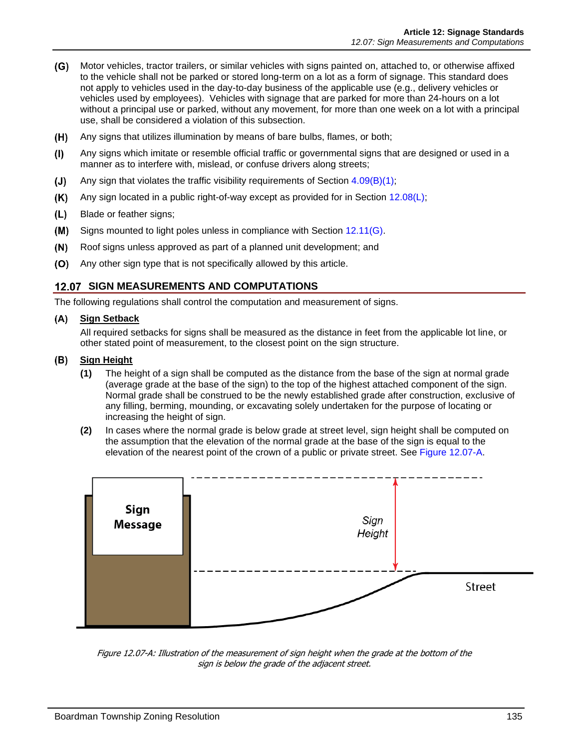**(G)** Motor vehicles, tractor trailers, or similar vehicles with signs painted on, attached to, or otherwise affixed to the vehicle shall not be parked or stored long-term on a lot as a form of signage. This standard does not apply to vehicles used in the day-to-day business of the applicable use (e.g., delivery vehicles or vehicles used by employees). Vehicles with signage that are parked for more than 24-hours on a lot without a principal use or parked, without any movement, for more than one week on a lot with a principal use, shall be considered a violation of this subsection.

**(H)** Any signs that utilizes illumination by means of bare bulbs, flames, or both;

**(I)** Any signs which imitate or resemble official traffic or governmental signs that are designed or used in a manner as to interfere with, mislead, or confuse drivers along streets;

**(J)** Any sign that violates the traffic visibility requirements of Section 4.09(B)(1);

**(K)** Any sign located in a public right-of-way except as provided for in Section 12.08(L);

**(L)** Blade or feather signs;

**(M)** Signs mounted to light poles unless in compliance with Section 12.11(G).

**(N)** Roof signs unless approved as part of a planned unit development; and

**(O)** Any other sign type that is not specifically allowed by this article.

## 12.07 SIGN MEASUREMENTS AND COMPUTATIONS

The following regulations shall control the computation and measurement of signs.

**(A)** **Sign Setback**

All required setbacks for signs shall be measured as the distance in feet from the applicable lot line, or other stated point of measurement, to the closest point on the sign structure.

**(B)** **Sign Height**

**(1)** The height of a sign shall be computed as the distance from the base of the sign at normal grade (average grade at the base of the sign) to the top of the highest attached component of the sign. Normal grade shall be construed to be the newly established grade after construction, exclusive of any filling, berming, mounding, or excavating solely undertaken for the purpose of locating or increasing the height of sign.

**(2)** In cases where the normal grade is below grade at street level, sign height shall be computed on the assumption that the elevation of the normal grade at the base of the sign is equal to the elevation of the nearest point of the crown of a public or private street. See Figure 12.07-A.

*Figure 12.07-A: Illustration of the measurement of sign height when the grade at the bottom of the sign is below the grade of the adjacent street.*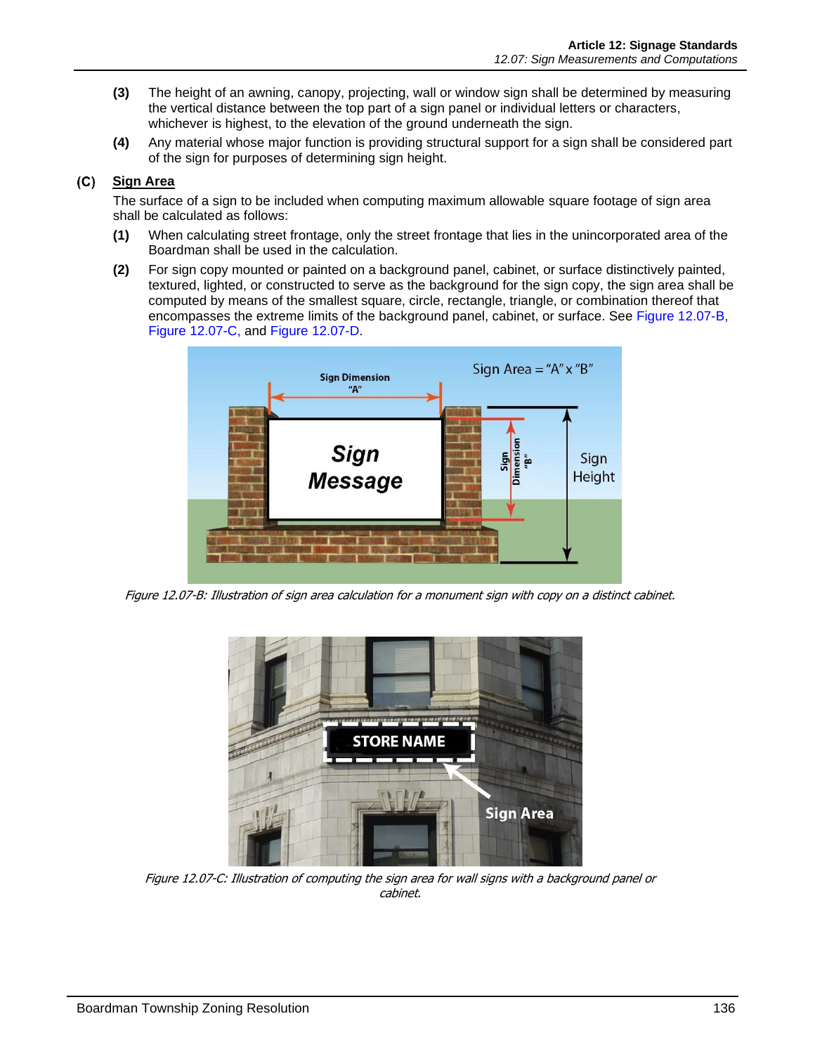**(3)** The height of an awning, canopy, projecting, wall or window sign shall be determined by measuring the vertical distance between the top part of a sign panel or individual letters or characters, whichever is highest, to the elevation of the ground underneath the sign.

**(4)** Any material whose major function is providing structural support for a sign shall be considered part of the sign for purposes of determining sign height.

**(C)** **Sign Area**

The surface of a sign to be included when computing maximum allowable square footage of sign area shall be calculated as follows:

**(1)** When calculating street frontage, only the street frontage that lies in the unincorporated area of the Boardman shall be used in the calculation.

**(2)** For sign copy mounted or painted on a background panel, cabinet, or surface distinctively painted, textured, lighted, or constructed to serve as the background for the sign copy, the sign area shall be computed by means of the smallest square, circle, rectangle, triangle, or combination thereof that encompasses the extreme limits of the background panel, cabinet, or surface. See Figure 12.07-B, Figure 12.07-C, and Figure 12.07-D.

*Figure 12.07-B: Illustration of sign area calculation for a monument sign with copy on a distinct cabinet.*

*Figure 12.07-C: Illustration of computing the sign area for wall signs with a background panel or cabinet.*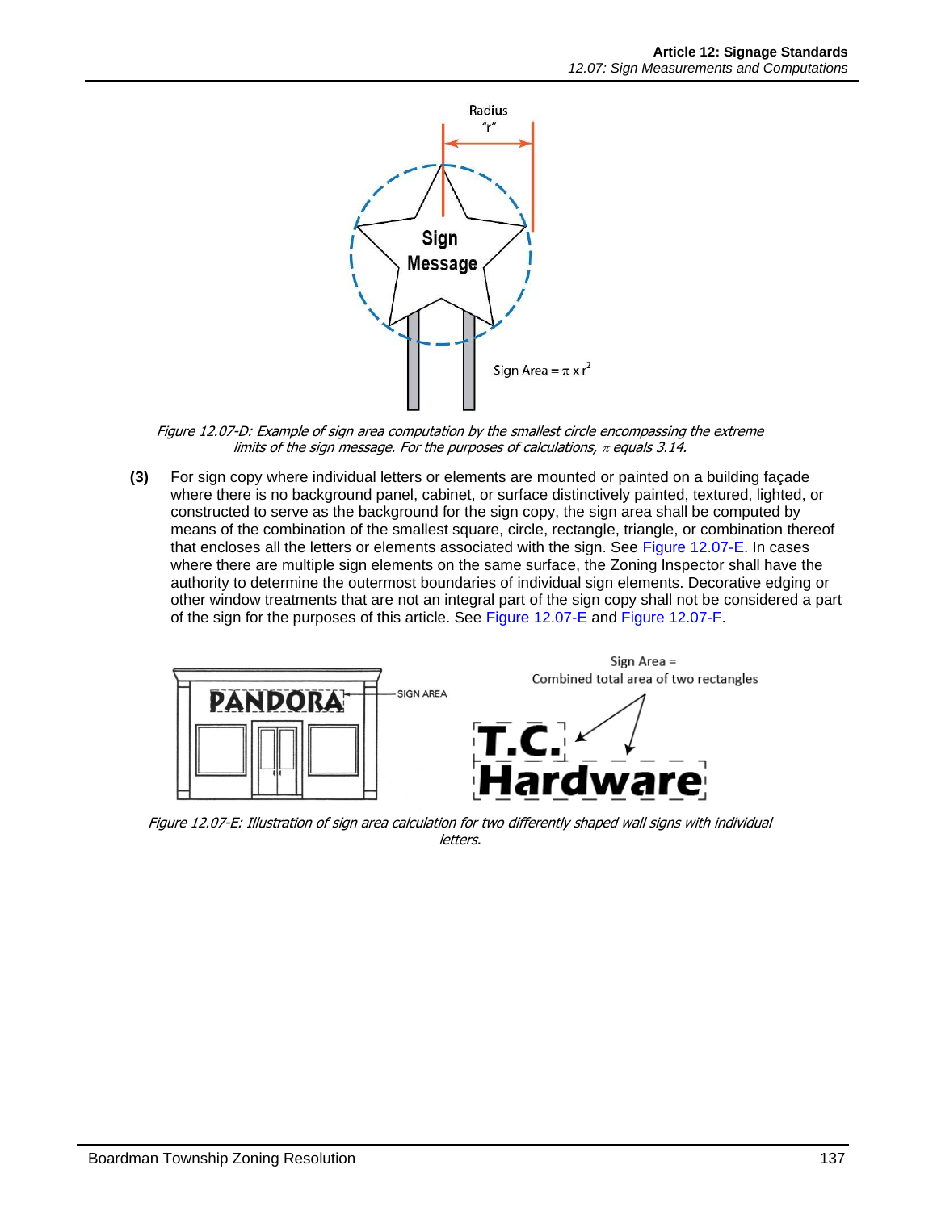*Figure 12.07-D: Example of sign area computation by the smallest circle encompassing the extreme limits of the sign message. For the purposes of calculations, $\pi$ equals 3.14.*

**(3)** For sign copy where individual letters or elements are mounted or painted on a building façade where there is no background panel, cabinet, or surface distinctively painted, textured, lighted, or constructed to serve as the background for the sign copy, the sign area shall be computed by means of the combination of the smallest square, circle, rectangle, triangle, or combination thereof that encloses all the letters or elements associated with the sign. See Figure 12.07-E. In cases where there are multiple sign elements on the same surface, the Zoning Inspector shall have the authority to determine the outermost boundaries of individual sign elements. Decorative edging or other window treatments that are not an integral part of the sign copy shall not be considered a part of the sign for the purposes of this article. See Figure 12.07-E and Figure 12.07-F.

*Figure 12.07-E: Illustration of sign area calculation for two differently shaped wall signs with individual letters.*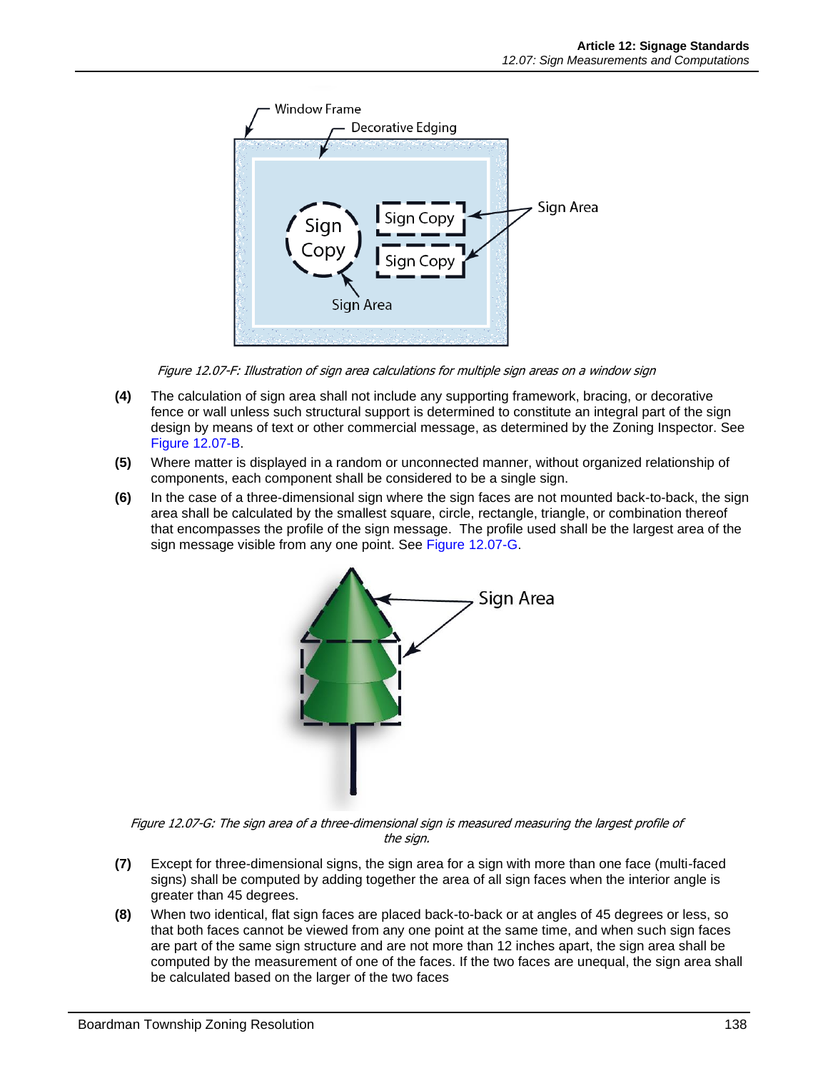*Figure 12.07-F: Illustration of sign area calculations for multiple sign areas on a window sign*

**(4)** The calculation of sign area shall not include any supporting framework, bracing, or decorative fence or wall unless such structural support is determined to constitute an integral part of the sign design by means of text or other commercial message, as determined by the Zoning Inspector. See Figure 12.07-B.

**(5)** Where matter is displayed in a random or unconnected manner, without organized relationship of components, each component shall be considered to be a single sign.

**(6)** In the case of a three-dimensional sign where the sign faces are not mounted back-to-back, the sign area shall be calculated by the smallest square, circle, rectangle, triangle, or combination thereof that encompasses the profile of the sign message. The profile used shall be the largest area of the sign message visible from any one point. See Figure 12.07-G.

*Figure 12.07-G: The sign area of a three-dimensional sign is measured measuring the largest profile of the sign.*

**(7)** Except for three-dimensional signs, the sign area for a sign with more than one face (multi-faced signs) shall be computed by adding together the area of all sign faces when the interior angle is greater than 45 degrees.

**(8)** When two identical, flat sign faces are placed back-to-back or at angles of 45 degrees or less, so that both faces cannot be viewed from any one point at the same time, and when such sign faces are part of the same sign structure and are not more than 12 inches apart, the sign area shall be computed by the measurement of one of the faces. If the two faces are unequal, the sign area shall be calculated based on the larger of the two faces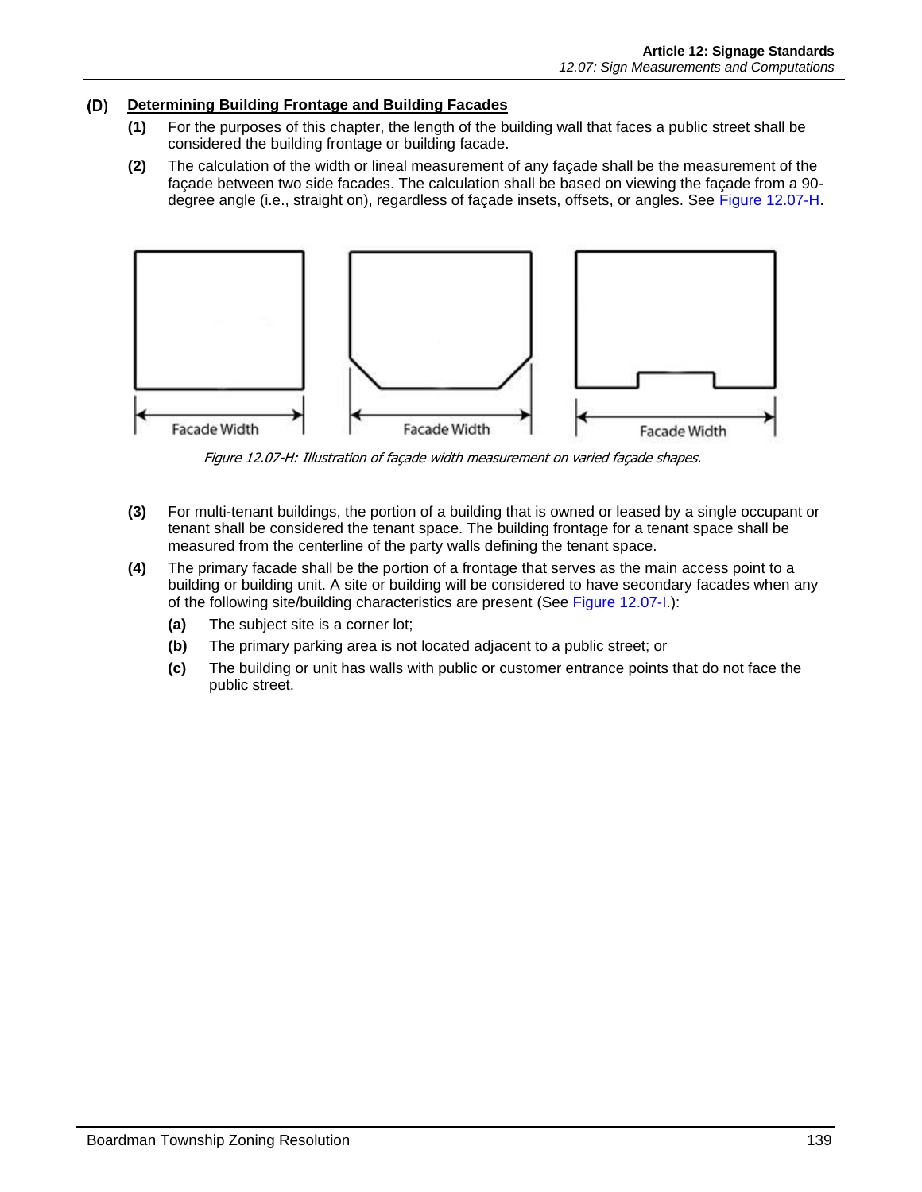### (D) Determining Building Frontage and Building Facades

**(1)** For the purposes of this chapter, the length of the building wall that faces a public street shall be considered the building frontage or building facade.

**(2)** The calculation of the width or lineal measurement of any façade shall be the measurement of the façade between two side facades. The calculation shall be based on viewing the façade from a 90-degree angle (i.e., straight on), regardless of façade insets, offsets, or angles. See Figure 12.07-H.

Facade Width

Facade Width

Facade Width

*Figure 12.07-H: Illustration of façade width measurement on varied façade shapes.*

**(3)** For multi-tenant buildings, the portion of a building that is owned or leased by a single occupant or tenant shall be considered the tenant space. The building frontage for a tenant space shall be measured from the centerline of the party walls defining the tenant space.

**(4)** The primary facade shall be the portion of a frontage that serves as the main access point to a building or building unit. A site or building will be considered to have secondary facades when any of the following site/building characteristics are present (See Figure 12.07-I.):

- **(a)** The subject site is a corner lot;
- **(b)** The primary parking area is not located adjacent to a public street; or
- **(c)** The building or unit has walls with public or customer entrance points that do not face the public street.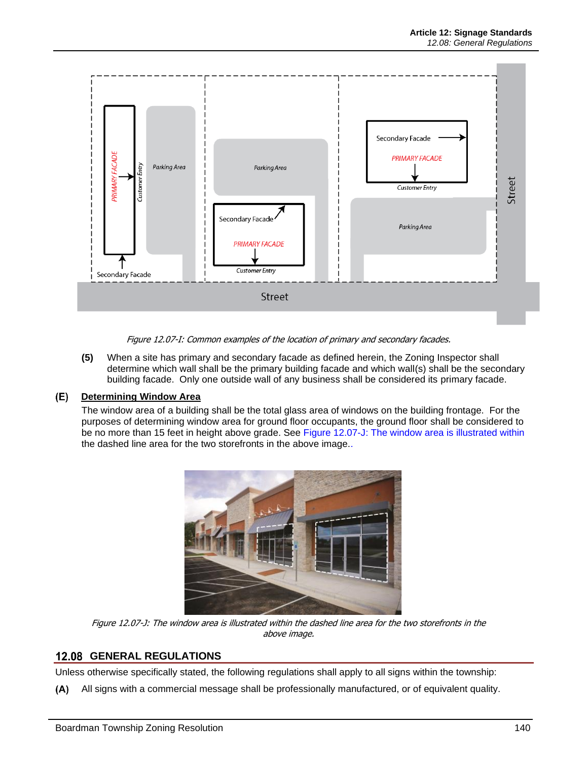*Figure 12.07-I: Common examples of the location of primary and secondary facades.*

**(5)** When a site has primary and secondary facade as defined herein, the Zoning Inspector shall determine which wall shall be the primary building facade and which wall(s) shall be the secondary building facade. Only one outside wall of any business shall be considered its primary facade.

**(E)** **Determining Window Area**

The window area of a building shall be the total glass area of windows on the building frontage. For the purposes of determining window area for ground floor occupants, the ground floor shall be considered to be no more than 15 feet in height above grade. See Figure 12.07-J: The window area is illustrated within the dashed line area for the two storefronts in the above image..

*Figure 12.07-J: The window area is illustrated within the dashed line area for the two storefronts in the above image.*

## 12.08 GENERAL REGULATIONS

Unless otherwise specifically stated, the following regulations shall apply to all signs within the township:

**(A)** All signs with a commercial message shall be professionally manufactured, or of equivalent quality.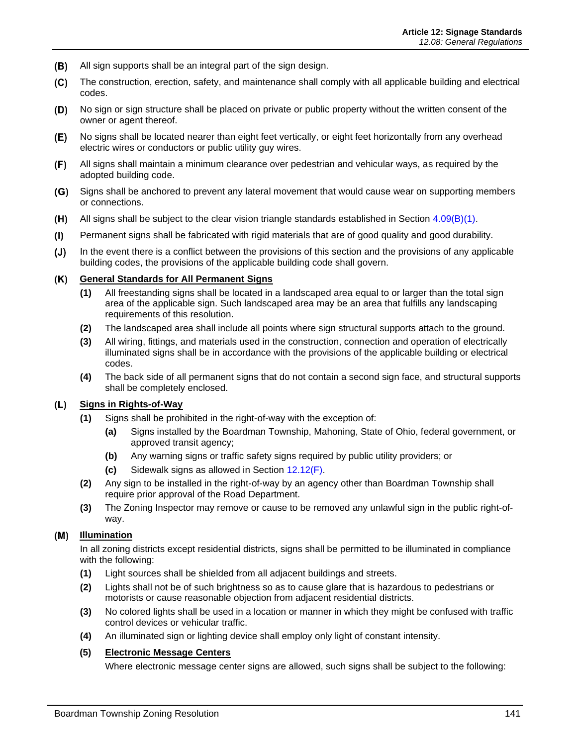**(B)** All sign supports shall be an integral part of the sign design.

**(C)** The construction, erection, safety, and maintenance shall comply with all applicable building and electrical codes.

**(D)** No sign or sign structure shall be placed on private or public property without the written consent of the owner or agent thereof.

**(E)** No signs shall be located nearer than eight feet vertically, or eight feet horizontally from any overhead electric wires or conductors or public utility guy wires.

**(F)** All signs shall maintain a minimum clearance over pedestrian and vehicular ways, as required by the adopted building code.

**(G)** Signs shall be anchored to prevent any lateral movement that would cause wear on supporting members or connections.

**(H)** All signs shall be subject to the clear vision triangle standards established in Section 4.09(B)(1).

**(I)** Permanent signs shall be fabricated with rigid materials that are of good quality and good durability.

**(J)** In the event there is a conflict between the provisions of this section and the provisions of any applicable building codes, the provisions of the applicable building code shall govern.

**(K) General Standards for All Permanent Signs**

- **(1)** All freestanding signs shall be located in a landscaped area equal to or larger than the total sign area of the applicable sign. Such landscaped area may be an area that fulfills any landscaping requirements of this resolution.
- **(2)** The landscaped area shall include all points where sign structural supports attach to the ground.
- **(3)** All wiring, fittings, and materials used in the construction, connection and operation of electrically illuminated signs shall be in accordance with the provisions of the applicable building or electrical codes.
- **(4)** The back side of all permanent signs that do not contain a second sign face, and structural supports shall be completely enclosed.

**(L) Signs in Rights-of-Way**

- **(1)** Signs shall be prohibited in the right-of-way with the exception of:
  - **(a)** Signs installed by the Boardman Township, Mahoning, State of Ohio, federal government, or approved transit agency;
  - **(b)** Any warning signs or traffic safety signs required by public utility providers; or
  - **(c)** Sidewalk signs as allowed in Section 12.12(F).
- **(2)** Any sign to be installed in the right-of-way by an agency other than Boardman Township shall require prior approval of the Road Department.
- **(3)** The Zoning Inspector may remove or cause to be removed any unlawful sign in the public right-of-way.

**(M) Illumination**

In all zoning districts except residential districts, signs shall be permitted to be illuminated in compliance with the following:

- **(1)** Light sources shall be shielded from all adjacent buildings and streets.
- **(2)** Lights shall not be of such brightness so as to cause glare that is hazardous to pedestrians or motorists or cause reasonable objection from adjacent residential districts.
- **(3)** No colored lights shall be used in a location or manner in which they might be confused with traffic control devices or vehicular traffic.
- **(4)** An illuminated sign or lighting device shall employ only light of constant intensity.
- **(5) Electronic Message Centers**

  Where electronic message center signs are allowed, such signs shall be subject to the following: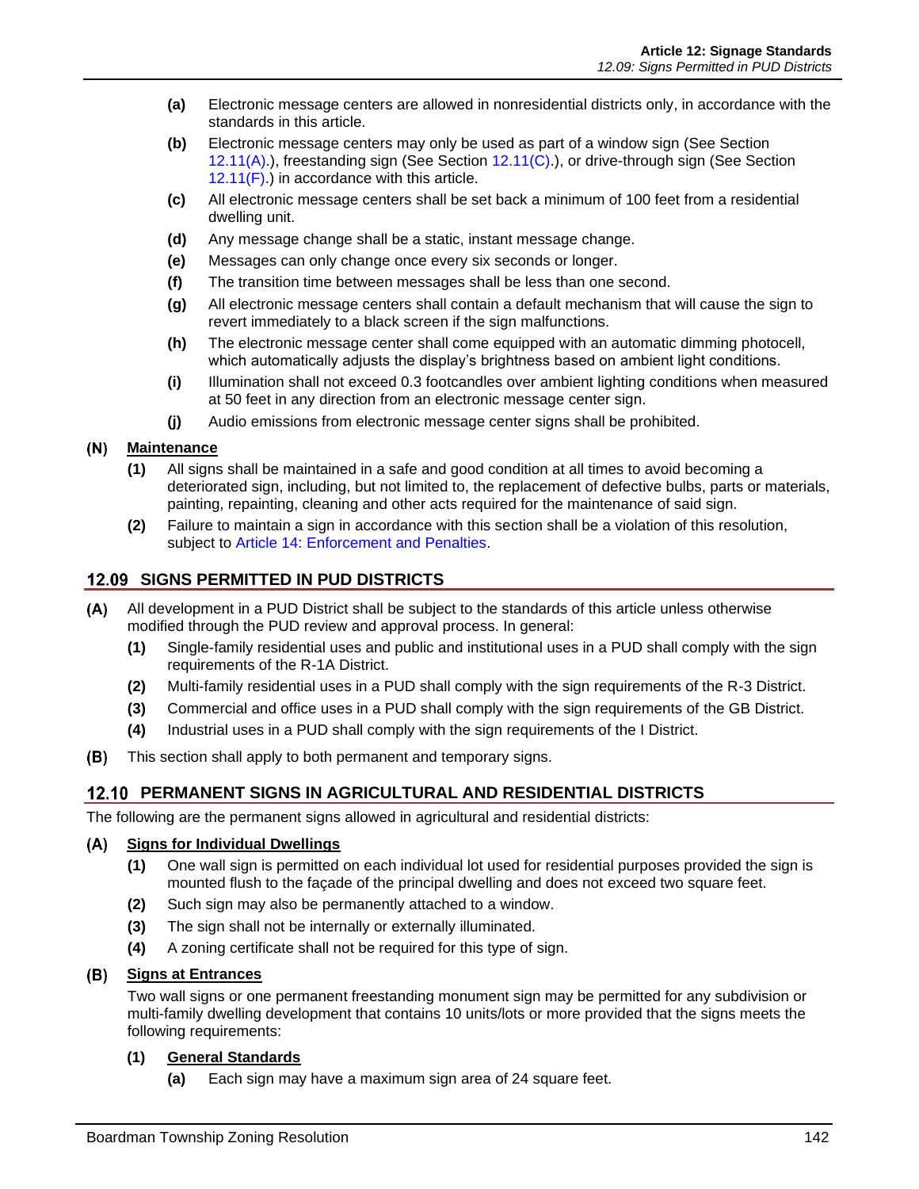- **(a)** Electronic message centers are allowed in nonresidential districts only, in accordance with the standards in this article.
- **(b)** Electronic message centers may only be used as part of a window sign (See Section 12.11(A).), freestanding sign (See Section 12.11(C).), or drive-through sign (See Section 12.11(F).) in accordance with this article.
- **(c)** All electronic message centers shall be set back a minimum of 100 feet from a residential dwelling unit.
- **(d)** Any message change shall be a static, instant message change.
- **(e)** Messages can only change once every six seconds or longer.
- **(f)** The transition time between messages shall be less than one second.
- **(g)** All electronic message centers shall contain a default mechanism that will cause the sign to revert immediately to a black screen if the sign malfunctions.
- **(h)** The electronic message center shall come equipped with an automatic dimming photocell, which automatically adjusts the display's brightness based on ambient light conditions.
- **(i)** Illumination shall not exceed 0.3 footcandles over ambient lighting conditions when measured at 50 feet in any direction from an electronic message center sign.
- **(j)** Audio emissions from electronic message center signs shall be prohibited.

**(N) Maintenance**

- **(1)** All signs shall be maintained in a safe and good condition at all times to avoid becoming a deteriorated sign, including, but not limited to, the replacement of defective bulbs, parts or materials, painting, repainting, cleaning and other acts required for the maintenance of said sign.
- **(2)** Failure to maintain a sign in accordance with this section shall be a violation of this resolution, subject to Article 14: Enforcement and Penalties.

## 12.09 SIGNS PERMITTED IN PUD DISTRICTS

**(A)** All development in a PUD District shall be subject to the standards of this article unless otherwise modified through the PUD review and approval process. In general:

- **(1)** Single-family residential uses and public and institutional uses in a PUD shall comply with the sign requirements of the R-1A District.
- **(2)** Multi-family residential uses in a PUD shall comply with the sign requirements of the R-3 District.
- **(3)** Commercial and office uses in a PUD shall comply with the sign requirements of the GB District.
- **(4)** Industrial uses in a PUD shall comply with the sign requirements of the I District.

**(B)** This section shall apply to both permanent and temporary signs.

## 12.10 PERMANENT SIGNS IN AGRICULTURAL AND RESIDENTIAL DISTRICTS

The following are the permanent signs allowed in agricultural and residential districts:

**(A) Signs for Individual Dwellings**

- **(1)** One wall sign is permitted on each individual lot used for residential purposes provided the sign is mounted flush to the façade of the principal dwelling and does not exceed two square feet.
- **(2)** Such sign may also be permanently attached to a window.
- **(3)** The sign shall not be internally or externally illuminated.
- **(4)** A zoning certificate shall not be required for this type of sign.

**(B) Signs at Entrances**

Two wall signs or one permanent freestanding monument sign may be permitted for any subdivision or multi-family dwelling development that contains 10 units/lots or more provided that the signs meets the following requirements:

**(1) General Standards**

- **(a)** Each sign may have a maximum sign area of 24 square feet.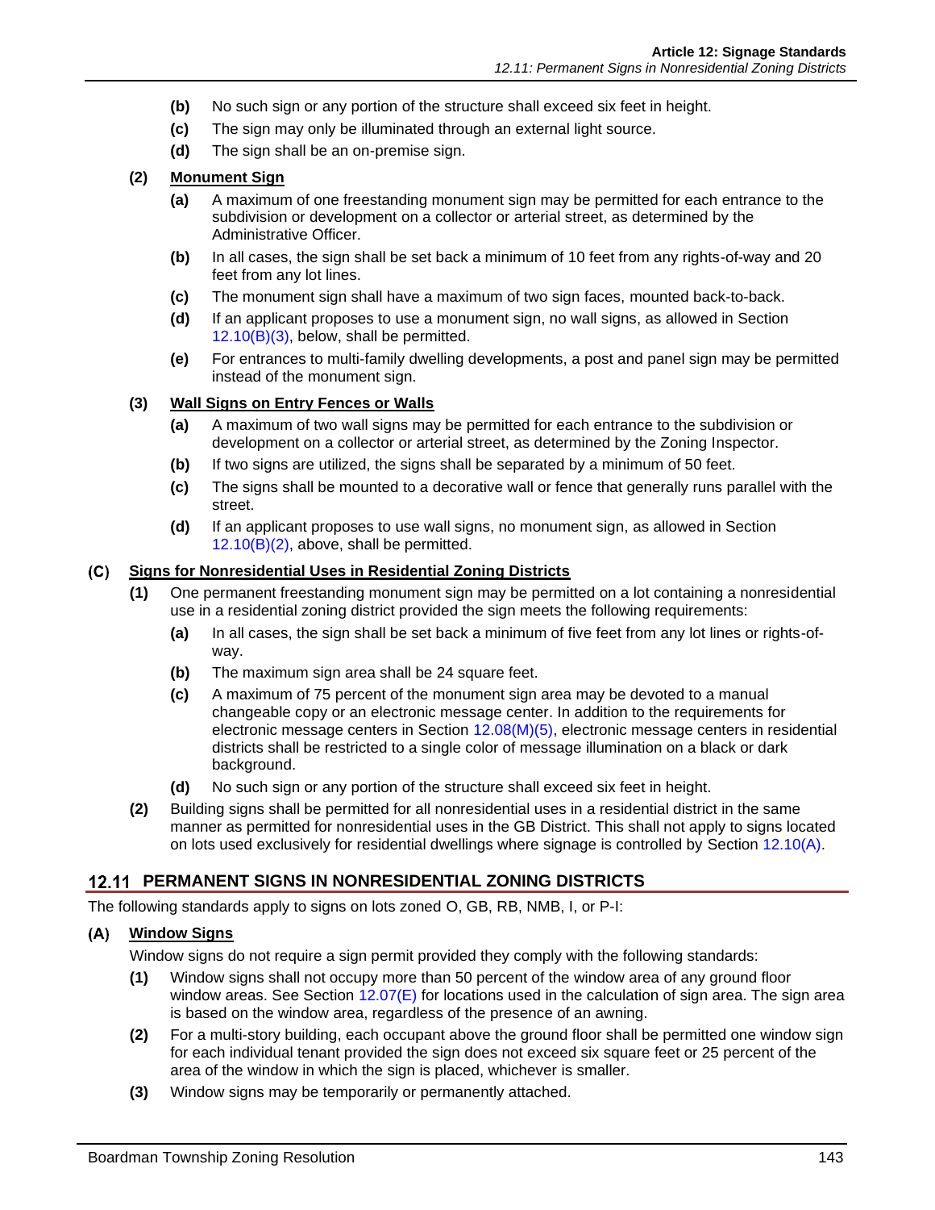- **(b)** No such sign or any portion of the structure shall exceed six feet in height.
- **(c)** The sign may only be illuminated through an external light source.
- **(d)** The sign shall be an on-premise sign.

**(2)** **Monument Sign**

- **(a)** A maximum of one freestanding monument sign may be permitted for each entrance to the subdivision or development on a collector or arterial street, as determined by the Administrative Officer.
- **(b)** In all cases, the sign shall be set back a minimum of 10 feet from any rights-of-way and 20 feet from any lot lines.
- **(c)** The monument sign shall have a maximum of two sign faces, mounted back-to-back.
- **(d)** If an applicant proposes to use a monument sign, no wall signs, as allowed in Section 12.10(B)(3), below, shall be permitted.
- **(e)** For entrances to multi-family dwelling developments, a post and panel sign may be permitted instead of the monument sign.

**(3)** **Wall Signs on Entry Fences or Walls**

- **(a)** A maximum of two wall signs may be permitted for each entrance to the subdivision or development on a collector or arterial street, as determined by the Zoning Inspector.
- **(b)** If two signs are utilized, the signs shall be separated by a minimum of 50 feet.
- **(c)** The signs shall be mounted to a decorative wall or fence that generally runs parallel with the street.
- **(d)** If an applicant proposes to use wall signs, no monument sign, as allowed in Section 12.10(B)(2), above, shall be permitted.

### (C) Signs for Nonresidential Uses in Residential Zoning Districts

**(1)** One permanent freestanding monument sign may be permitted on a lot containing a nonresidential use in a residential zoning district provided the sign meets the following requirements:

- **(a)** In all cases, the sign shall be set back a minimum of five feet from any lot lines or rights-of-way.
- **(b)** The maximum sign area shall be 24 square feet.
- **(c)** A maximum of 75 percent of the monument sign area may be devoted to a manual changeable copy or an electronic message center. In addition to the requirements for electronic message centers in Section 12.08(M)(5), electronic message centers in residential districts shall be restricted to a single color of message illumination on a black or dark background.
- **(d)** No such sign or any portion of the structure shall exceed six feet in height.

**(2)** Building signs shall be permitted for all nonresidential uses in a residential district in the same manner as permitted for nonresidential uses in the GB District. This shall not apply to signs located on lots used exclusively for residential dwellings where signage is controlled by Section 12.10(A).

## 12.11 PERMANENT SIGNS IN NONRESIDENTIAL ZONING DISTRICTS

The following standards apply to signs on lots zoned O, GB, RB, NMB, I, or P-I:

### (A) Window Signs

Window signs do not require a sign permit provided they comply with the following standards:

**(1)** Window signs shall not occupy more than 50 percent of the window area of any ground floor window areas. See Section 12.07(E) for locations used in the calculation of sign area. The sign area is based on the window area, regardless of the presence of an awning.

**(2)** For a multi-story building, each occupant above the ground floor shall be permitted one window sign for each individual tenant provided the sign does not exceed six square feet or 25 percent of the area of the window in which the sign is placed, whichever is smaller.

**(3)** Window signs may be temporarily or permanently attached.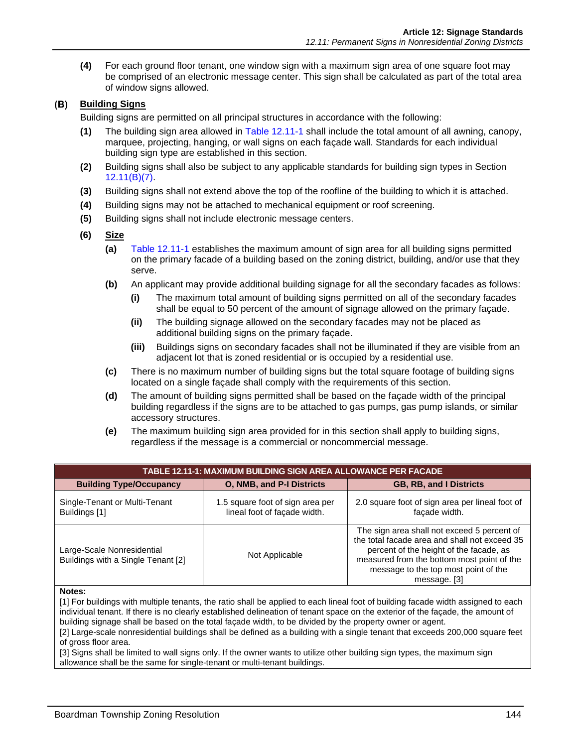**(4)** For each ground floor tenant, one window sign with a maximum sign area of one square foot may be comprised of an electronic message center. This sign shall be calculated as part of the total area of window signs allowed.

### (B) Building Signs

Building signs are permitted on all principal structures in accordance with the following:

**(1)** The building sign area allowed in Table 12.11-1 shall include the total amount of all awning, canopy, marquee, projecting, hanging, or wall signs on each façade wall. Standards for each individual building sign type are established in this section.

**(2)** Building signs shall also be subject to any applicable standards for building sign types in Section 12.11(B)(7).

**(3)** Building signs shall not extend above the top of the roofline of the building to which it is attached.

**(4)** Building signs may not be attached to mechanical equipment or roof screening.

**(5)** Building signs shall not include electronic message centers.

**(6)** **Size**

**(a)** Table 12.11-1 establishes the maximum amount of sign area for all building signs permitted on the primary facade of a building based on the zoning district, building, and/or use that they serve.

**(b)** An applicant may provide additional building signage for all the secondary facades as follows:

**(i)** The maximum total amount of building signs permitted on all of the secondary facades shall be equal to 50 percent of the amount of signage allowed on the primary façade.

**(ii)** The building signage allowed on the secondary facades may not be placed as additional building signs on the primary façade.

**(iii)** Buildings signs on secondary facades shall not be illuminated if they are visible from an adjacent lot that is zoned residential or is occupied by a residential use.

**(c)** There is no maximum number of building signs but the total square footage of building signs located on a single façade shall comply with the requirements of this section.

**(d)** The amount of building signs permitted shall be based on the façade width of the principal building regardless if the signs are to be attached to gas pumps, gas pump islands, or similar accessory structures.

**(e)** The maximum building sign area provided for in this section shall apply to building signs, regardless if the message is a commercial or noncommercial message.

**TABLE 12.11-1: MAXIMUM BUILDING SIGN AREA ALLOWANCE PER FACADE**

| Building Type/Occupancy | O, NMB, and P-I Districts | GB, RB, and I Districts |
|---|---|---|
| Single-Tenant or Multi-Tenant Buildings [1] | 1.5 square foot of sign area per lineal foot of façade width. | 2.0 square foot of sign area per lineal foot of façade width. |
| Large-Scale Nonresidential Buildings with a Single Tenant [2] | Not Applicable | The sign area shall not exceed 5 percent of the total facade area and shall not exceed 35 percent of the height of the facade, as measured from the bottom most point of the message to the top most point of the message. [3] |

**Notes:**

[1] For buildings with multiple tenants, the ratio shall be applied to each lineal foot of building facade width assigned to each individual tenant. If there is no clearly established delineation of tenant space on the exterior of the façade, the amount of building signage shall be based on the total façade width, to be divided by the property owner or agent.

[2] Large-scale nonresidential buildings shall be defined as a building with a single tenant that exceeds 200,000 square feet of gross floor area.

[3] Signs shall be limited to wall signs only. If the owner wants to utilize other building sign types, the maximum sign allowance shall be the same for single-tenant or multi-tenant buildings.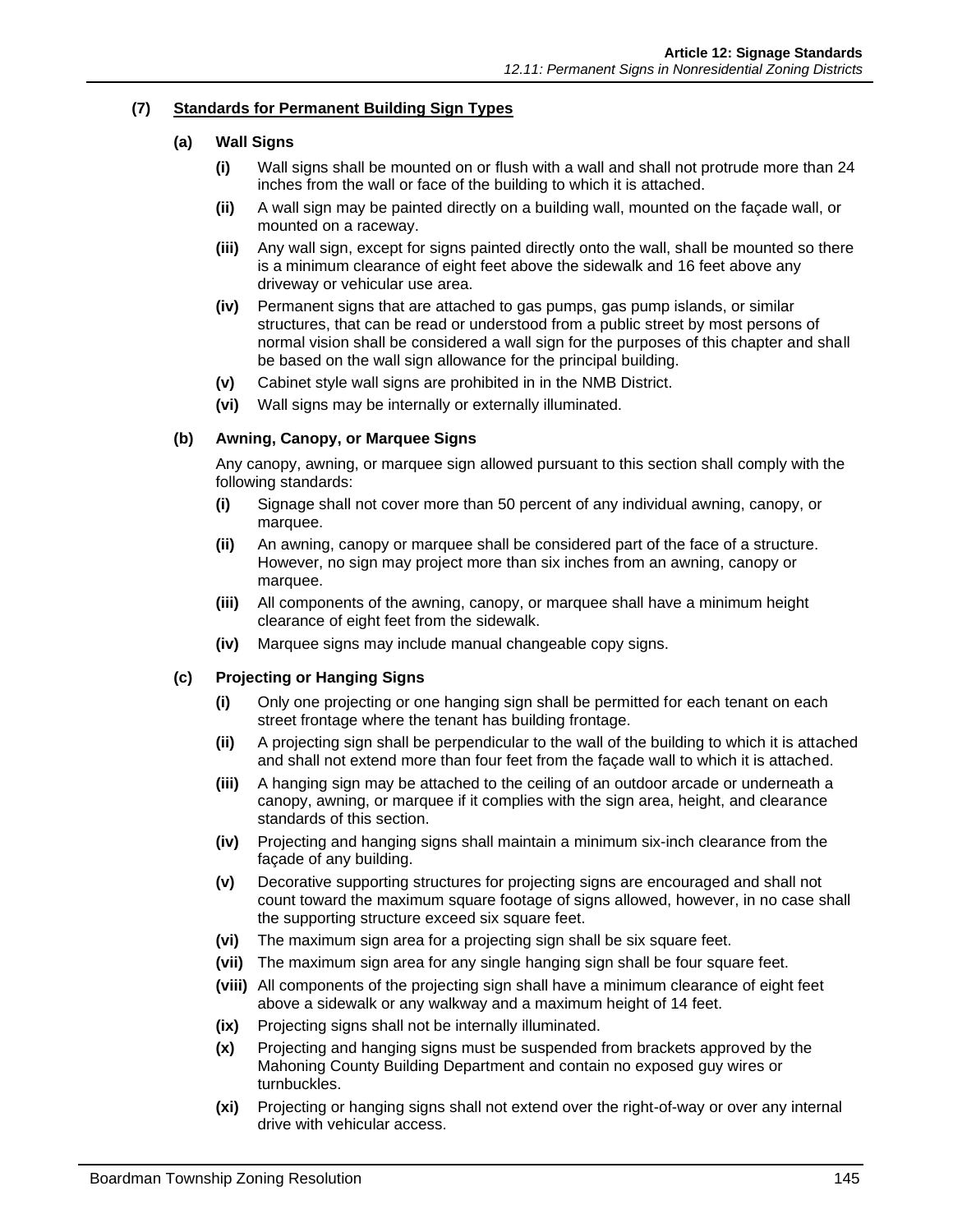### (7) Standards for Permanent Building Sign Types

#### (a) Wall Signs

- **(i)** Wall signs shall be mounted on or flush with a wall and shall not protrude more than 24 inches from the wall or face of the building to which it is attached.
- **(ii)** A wall sign may be painted directly on a building wall, mounted on the façade wall, or mounted on a raceway.
- **(iii)** Any wall sign, except for signs painted directly onto the wall, shall be mounted so there is a minimum clearance of eight feet above the sidewalk and 16 feet above any driveway or vehicular use area.
- **(iv)** Permanent signs that are attached to gas pumps, gas pump islands, or similar structures, that can be read or understood from a public street by most persons of normal vision shall be considered a wall sign for the purposes of this chapter and shall be based on the wall sign allowance for the principal building.
- **(v)** Cabinet style wall signs are prohibited in in the NMB District.
- **(vi)** Wall signs may be internally or externally illuminated.

#### (b) Awning, Canopy, or Marquee Signs

Any canopy, awning, or marquee sign allowed pursuant to this section shall comply with the following standards:

- **(i)** Signage shall not cover more than 50 percent of any individual awning, canopy, or marquee.
- **(ii)** An awning, canopy or marquee shall be considered part of the face of a structure. However, no sign may project more than six inches from an awning, canopy or marquee.
- **(iii)** All components of the awning, canopy, or marquee shall have a minimum height clearance of eight feet from the sidewalk.
- **(iv)** Marquee signs may include manual changeable copy signs.

#### (c) Projecting or Hanging Signs

- **(i)** Only one projecting or one hanging sign shall be permitted for each tenant on each street frontage where the tenant has building frontage.
- **(ii)** A projecting sign shall be perpendicular to the wall of the building to which it is attached and shall not extend more than four feet from the façade wall to which it is attached.
- **(iii)** A hanging sign may be attached to the ceiling of an outdoor arcade or underneath a canopy, awning, or marquee if it complies with the sign area, height, and clearance standards of this section.
- **(iv)** Projecting and hanging signs shall maintain a minimum six-inch clearance from the façade of any building.
- **(v)** Decorative supporting structures for projecting signs are encouraged and shall not count toward the maximum square footage of signs allowed, however, in no case shall the supporting structure exceed six square feet.
- **(vi)** The maximum sign area for a projecting sign shall be six square feet.
- **(vii)** The maximum sign area for any single hanging sign shall be four square feet.
- **(viii)** All components of the projecting sign shall have a minimum clearance of eight feet above a sidewalk or any walkway and a maximum height of 14 feet.
- **(ix)** Projecting signs shall not be internally illuminated.
- **(x)** Projecting and hanging signs must be suspended from brackets approved by the Mahoning County Building Department and contain no exposed guy wires or turnbuckles.
- **(xi)** Projecting or hanging signs shall not extend over the right-of-way or over any internal drive with vehicular access.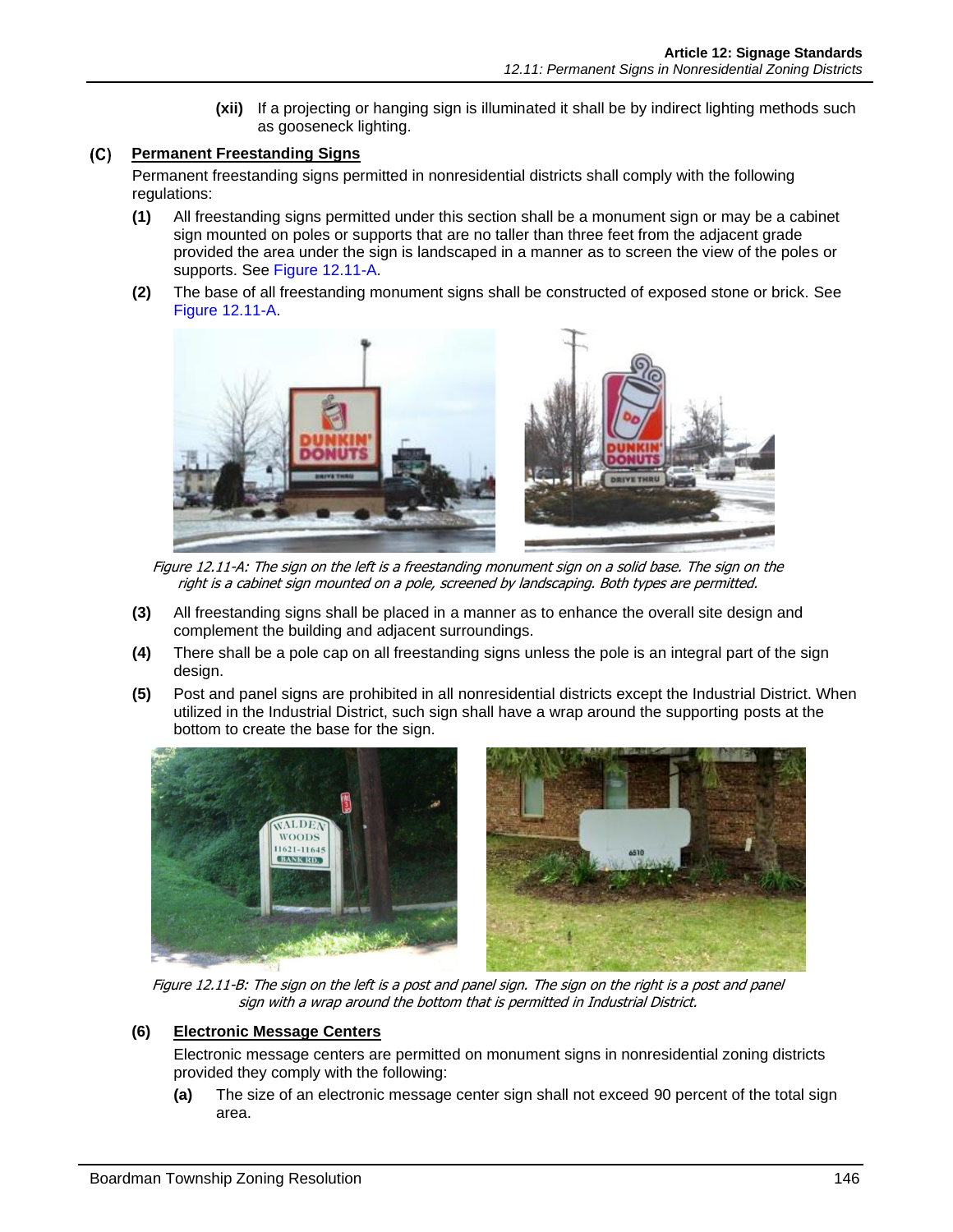**(xii)** If a projecting or hanging sign is illuminated it shall be by indirect lighting methods such as gooseneck lighting.

### (C) Permanent Freestanding Signs

Permanent freestanding signs permitted in nonresidential districts shall comply with the following regulations:

**(1)** All freestanding signs permitted under this section shall be a monument sign or may be a cabinet sign mounted on poles or supports that are no taller than three feet from the adjacent grade provided the area under the sign is landscaped in a manner as to screen the view of the poles or supports. See Figure 12.11-A.

**(2)** The base of all freestanding monument signs shall be constructed of exposed stone or brick. See Figure 12.11-A.

*Figure 12.11-A: The sign on the left is a freestanding monument sign on a solid base. The sign on the right is a cabinet sign mounted on a pole, screened by landscaping. Both types are permitted.*

**(3)** All freestanding signs shall be placed in a manner as to enhance the overall site design and complement the building and adjacent surroundings.

**(4)** There shall be a pole cap on all freestanding signs unless the pole is an integral part of the sign design.

**(5)** Post and panel signs are prohibited in all nonresidential districts except the Industrial District. When utilized in the Industrial District, such sign shall have a wrap around the supporting posts at the bottom to create the base for the sign.

*Figure 12.11-B: The sign on the left is a post and panel sign. The sign on the right is a post and panel sign with a wrap around the bottom that is permitted in Industrial District.*

**(6) Electronic Message Centers**

Electronic message centers are permitted on monument signs in nonresidential zoning districts provided they comply with the following:

**(a)** The size of an electronic message center sign shall not exceed 90 percent of the total sign area.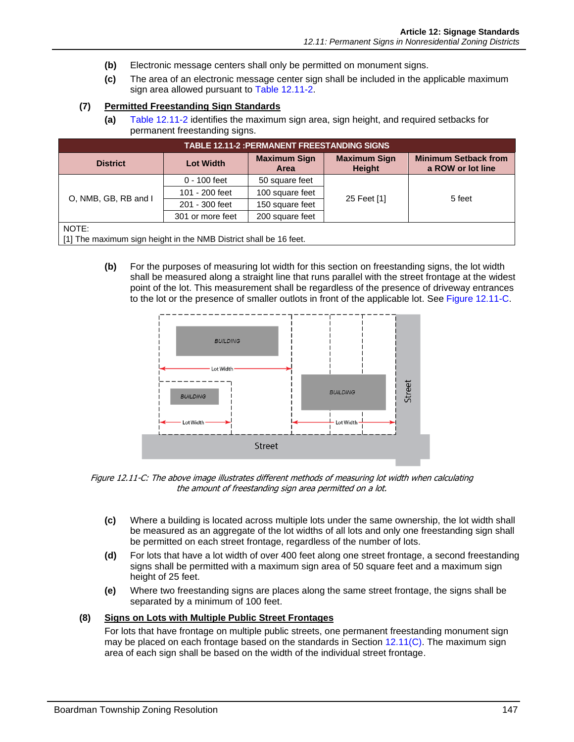(b) Electronic message centers shall only be permitted on monument signs.

(c) The area of an electronic message center sign shall be included in the applicable maximum sign area allowed pursuant to Table 12.11-2.

**(7) <u>Permitted Freestanding Sign Standards</u>**

(a) Table 12.11-2 identifies the maximum sign area, sign height, and required setbacks for permanent freestanding signs.

| TABLE 12.11-2 :PERMANENT FREESTANDING SIGNS | | | | |
|---|---|---|---|---|
| **District** | **Lot Width** | **Maximum Sign Area** | **Maximum Sign Height** | **Minimum Setback from a ROW or lot line** |
| O, NMB, GB, RB and I | 0 - 100 feet | 50 square feet | 25 Feet [1] | 5 feet |
| | 101 - 200 feet | 100 square feet | | |
| | 201 - 300 feet | 150 square feet | | |
| | 301 or more feet | 200 square feet | | |
| NOTE: [1] The maximum sign height in the NMB District shall be 16 feet. | | | | |

(b) For the purposes of measuring lot width for this section on freestanding signs, the lot width shall be measured along a straight line that runs parallel with the street frontage at the widest point of the lot. This measurement shall be regardless of the presence of driveway entrances to the lot or the presence of smaller outlots in front of the applicable lot. See Figure 12.11-C.

*Figure 12.11-C: The above image illustrates different methods of measuring lot width when calculating the amount of freestanding sign area permitted on a lot.*

(c) Where a building is located across multiple lots under the same ownership, the lot width shall be measured as an aggregate of the lot widths of all lots and only one freestanding sign shall be permitted on each street frontage, regardless of the number of lots.

(d) For lots that have a lot width of over 400 feet along one street frontage, a second freestanding signs shall be permitted with a maximum sign area of 50 square feet and a maximum sign height of 25 feet.

(e) Where two freestanding signs are places along the same street frontage, the signs shall be separated by a minimum of 100 feet.

**(8) <u>Signs on Lots with Multiple Public Street Frontages</u>**

For lots that have frontage on multiple public streets, one permanent freestanding monument sign may be placed on each frontage based on the standards in Section 12.11(C). The maximum sign area of each sign shall be based on the width of the individual street frontage.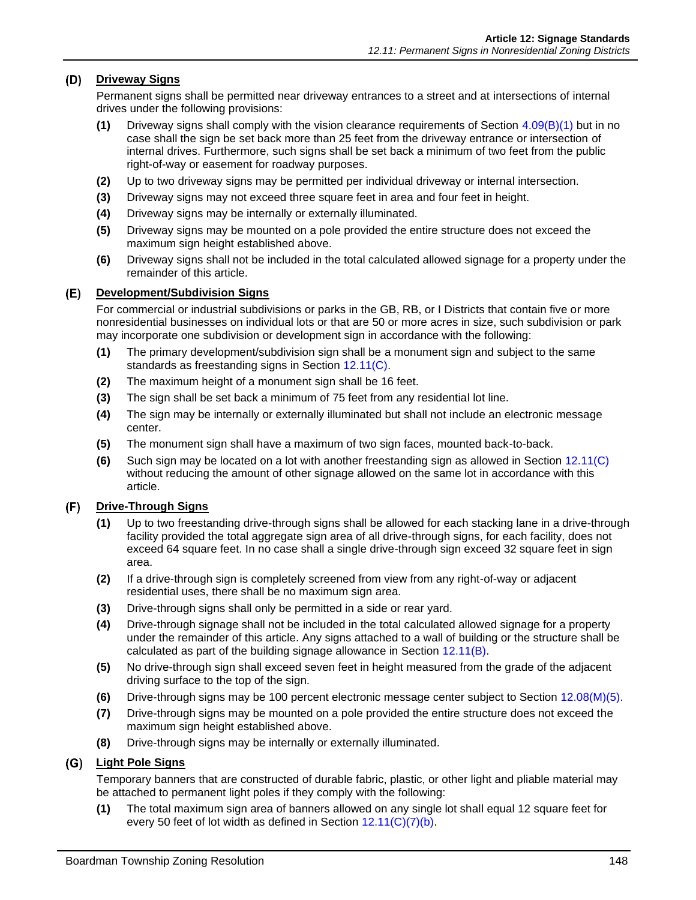### (D) Driveway Signs

Permanent signs shall be permitted near driveway entrances to a street and at intersections of internal drives under the following provisions:

- **(1)** Driveway signs shall comply with the vision clearance requirements of Section 4.09(B)(1) but in no case shall the sign be set back more than 25 feet from the driveway entrance or intersection of internal drives. Furthermore, such signs shall be set back a minimum of two feet from the public right-of-way or easement for roadway purposes.
- **(2)** Up to two driveway signs may be permitted per individual driveway or internal intersection.
- **(3)** Driveway signs may not exceed three square feet in area and four feet in height.
- **(4)** Driveway signs may be internally or externally illuminated.
- **(5)** Driveway signs may be mounted on a pole provided the entire structure does not exceed the maximum sign height established above.
- **(6)** Driveway signs shall not be included in the total calculated allowed signage for a property under the remainder of this article.

### (E) Development/Subdivision Signs

For commercial or industrial subdivisions or parks in the GB, RB, or I Districts that contain five or more nonresidential businesses on individual lots or that are 50 or more acres in size, such subdivision or park may incorporate one subdivision or development sign in accordance with the following:

- **(1)** The primary development/subdivision sign shall be a monument sign and subject to the same standards as freestanding signs in Section 12.11(C).
- **(2)** The maximum height of a monument sign shall be 16 feet.
- **(3)** The sign shall be set back a minimum of 75 feet from any residential lot line.
- **(4)** The sign may be internally or externally illuminated but shall not include an electronic message center.
- **(5)** The monument sign shall have a maximum of two sign faces, mounted back-to-back.
- **(6)** Such sign may be located on a lot with another freestanding sign as allowed in Section 12.11(C) without reducing the amount of other signage allowed on the same lot in accordance with this article.

### (F) Drive-Through Signs

- **(1)** Up to two freestanding drive-through signs shall be allowed for each stacking lane in a drive-through facility provided the total aggregate sign area of all drive-through signs, for each facility, does not exceed 64 square feet. In no case shall a single drive-through sign exceed 32 square feet in sign area.
- **(2)** If a drive-through sign is completely screened from view from any right-of-way or adjacent residential uses, there shall be no maximum sign area.
- **(3)** Drive-through signs shall only be permitted in a side or rear yard.
- **(4)** Drive-through signage shall not be included in the total calculated allowed signage for a property under the remainder of this article. Any signs attached to a wall of building or the structure shall be calculated as part of the building signage allowance in Section 12.11(B).
- **(5)** No drive-through sign shall exceed seven feet in height measured from the grade of the adjacent driving surface to the top of the sign.
- **(6)** Drive-through signs may be 100 percent electronic message center subject to Section 12.08(M)(5).
- **(7)** Drive-through signs may be mounted on a pole provided the entire structure does not exceed the maximum sign height established above.
- **(8)** Drive-through signs may be internally or externally illuminated.

### (G) Light Pole Signs

Temporary banners that are constructed of durable fabric, plastic, or other light and pliable material may be attached to permanent light poles if they comply with the following:

- **(1)** The total maximum sign area of banners allowed on any single lot shall equal 12 square feet for every 50 feet of lot width as defined in Section 12.11(C)(7)(b).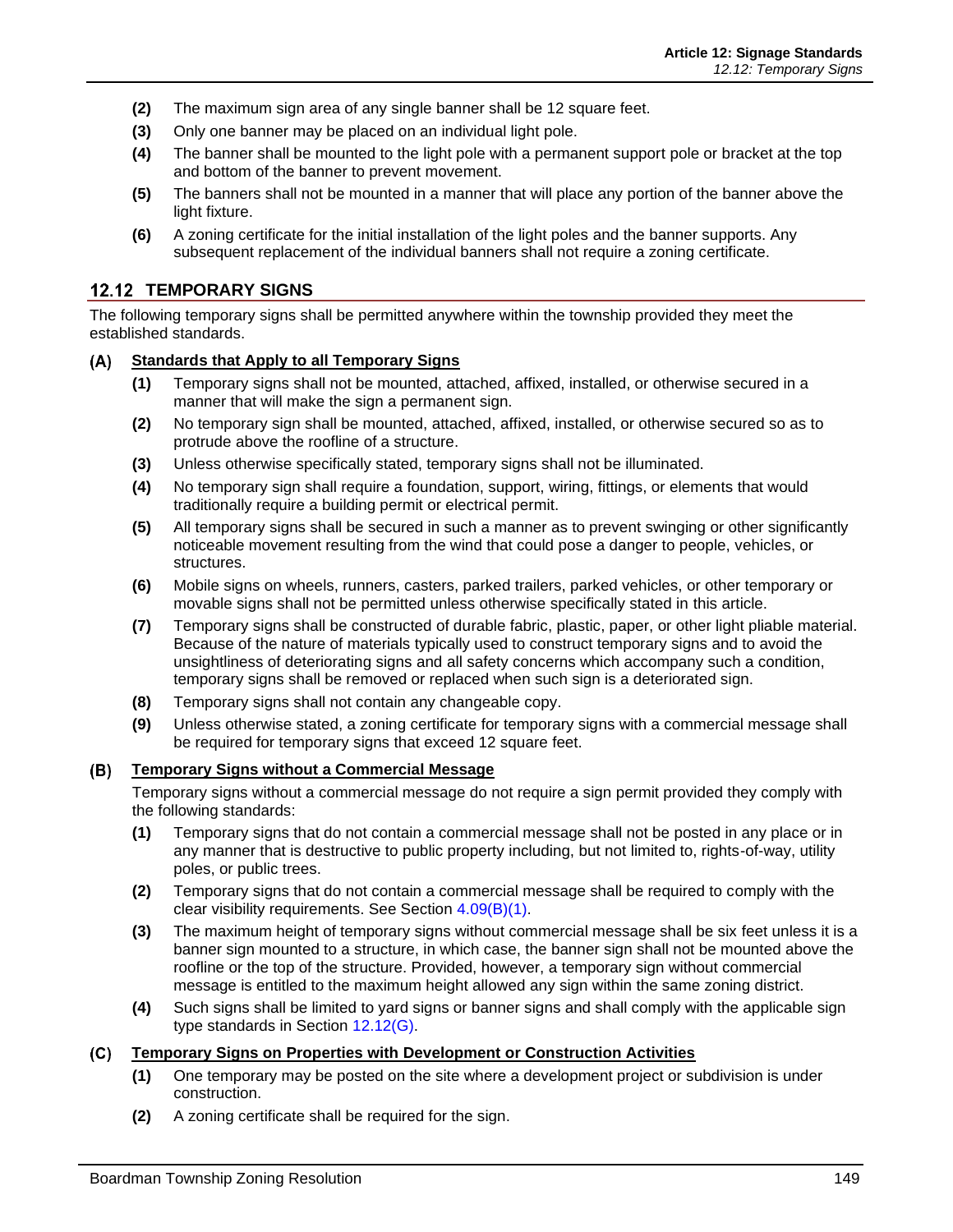(2) The maximum sign area of any single banner shall be 12 square feet.

(3) Only one banner may be placed on an individual light pole.

(4) The banner shall be mounted to the light pole with a permanent support pole or bracket at the top and bottom of the banner to prevent movement.

(5) The banners shall not be mounted in a manner that will place any portion of the banner above the light fixture.

(6) A zoning certificate for the initial installation of the light poles and the banner supports. Any subsequent replacement of the individual banners shall not require a zoning certificate.

## 12.12 TEMPORARY SIGNS

The following temporary signs shall be permitted anywhere within the township provided they meet the established standards.

### (A) Standards that Apply to all Temporary Signs

**(1)** Temporary signs shall not be mounted, attached, affixed, installed, or otherwise secured in a manner that will make the sign a permanent sign.

**(2)** No temporary sign shall be mounted, attached, affixed, installed, or otherwise secured so as to protrude above the roofline of a structure.

**(3)** Unless otherwise specifically stated, temporary signs shall not be illuminated.

**(4)** No temporary sign shall require a foundation, support, wiring, fittings, or elements that would traditionally require a building permit or electrical permit.

**(5)** All temporary signs shall be secured in such a manner as to prevent swinging or other significantly noticeable movement resulting from the wind that could pose a danger to people, vehicles, or structures.

**(6)** Mobile signs on wheels, runners, casters, parked trailers, parked vehicles, or other temporary or movable signs shall not be permitted unless otherwise specifically stated in this article.

**(7)** Temporary signs shall be constructed of durable fabric, plastic, paper, or other light pliable material. Because of the nature of materials typically used to construct temporary signs and to avoid the unsightliness of deteriorating signs and all safety concerns which accompany such a condition, temporary signs shall be removed or replaced when such sign is a deteriorated sign.

**(8)** Temporary signs shall not contain any changeable copy.

**(9)** Unless otherwise stated, a zoning certificate for temporary signs with a commercial message shall be required for temporary signs that exceed 12 square feet.

### (B) Temporary Signs without a Commercial Message

Temporary signs without a commercial message do not require a sign permit provided they comply with the following standards:

**(1)** Temporary signs that do not contain a commercial message shall not be posted in any place or in any manner that is destructive to public property including, but not limited to, rights-of-way, utility poles, or public trees.

**(2)** Temporary signs that do not contain a commercial message shall be required to comply with the clear visibility requirements. See Section 4.09(B)(1).

**(3)** The maximum height of temporary signs without commercial message shall be six feet unless it is a banner sign mounted to a structure, in which case, the banner sign shall not be mounted above the roofline or the top of the structure. Provided, however, a temporary sign without commercial message is entitled to the maximum height allowed any sign within the same zoning district.

**(4)** Such signs shall be limited to yard signs or banner signs and shall comply with the applicable sign type standards in Section 12.12(G).

### (C) Temporary Signs on Properties with Development or Construction Activities

**(1)** One temporary may be posted on the site where a development project or subdivision is under construction.

**(2)** A zoning certificate shall be required for the sign.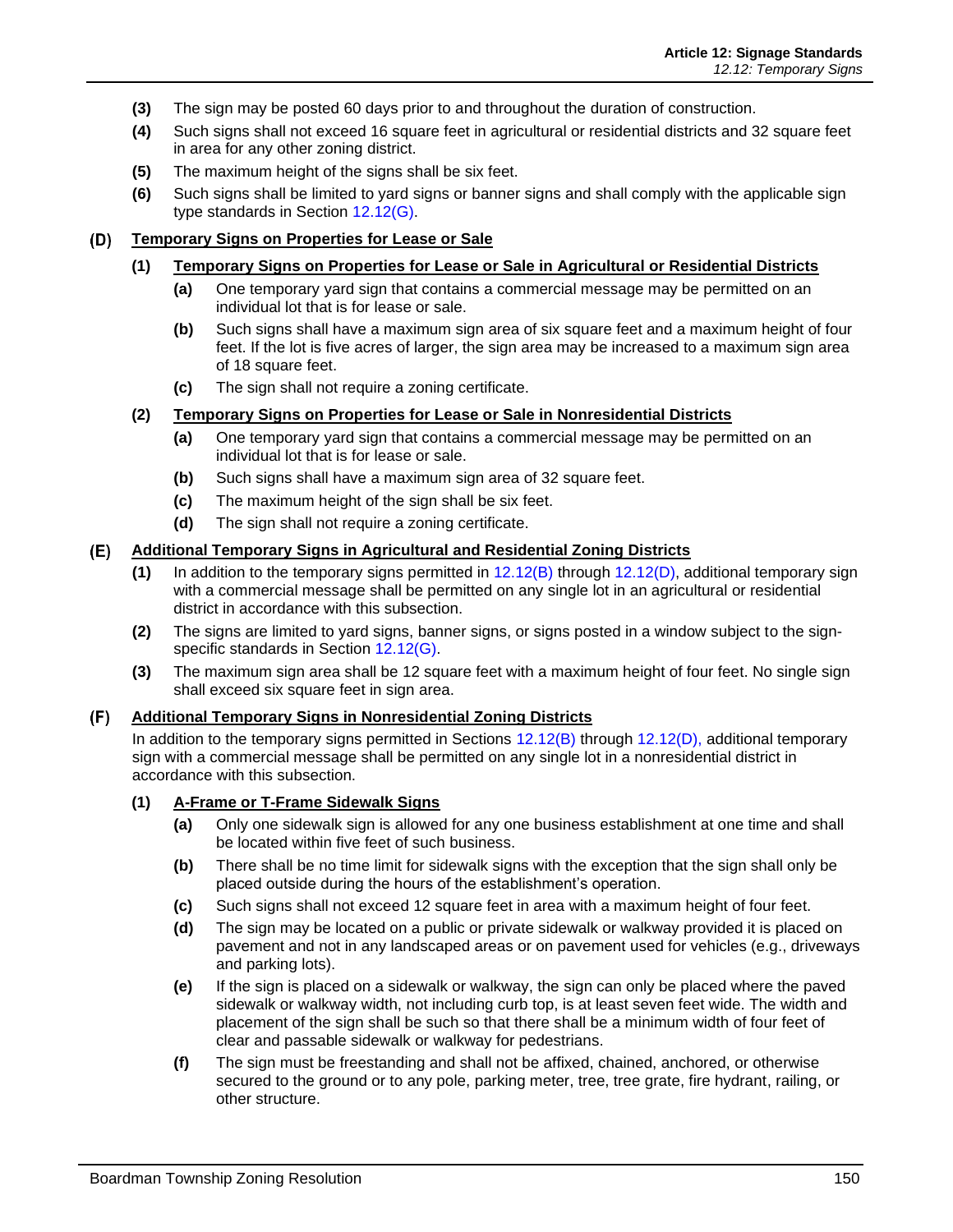**(3)** The sign may be posted 60 days prior to and throughout the duration of construction.

**(4)** Such signs shall not exceed 16 square feet in agricultural or residential districts and 32 square feet in area for any other zoning district.

**(5)** The maximum height of the signs shall be six feet.

**(6)** Such signs shall be limited to yard signs or banner signs and shall comply with the applicable sign type standards in Section 12.12(G).

## (D) Temporary Signs on Properties for Lease or Sale

### (1) Temporary Signs on Properties for Lease or Sale in Agricultural or Residential Districts

**(a)** One temporary yard sign that contains a commercial message may be permitted on an individual lot that is for lease or sale.

**(b)** Such signs shall have a maximum sign area of six square feet and a maximum height of four feet. If the lot is five acres of larger, the sign area may be increased to a maximum sign area of 18 square feet.

**(c)** The sign shall not require a zoning certificate.

### (2) Temporary Signs on Properties for Lease or Sale in Nonresidential Districts

**(a)** One temporary yard sign that contains a commercial message may be permitted on an individual lot that is for lease or sale.

**(b)** Such signs shall have a maximum sign area of 32 square feet.

**(c)** The maximum height of the sign shall be six feet.

**(d)** The sign shall not require a zoning certificate.

## (E) Additional Temporary Signs in Agricultural and Residential Zoning Districts

**(1)** In addition to the temporary signs permitted in 12.12(B) through 12.12(D), additional temporary sign with a commercial message shall be permitted on any single lot in an agricultural or residential district in accordance with this subsection.

**(2)** The signs are limited to yard signs, banner signs, or signs posted in a window subject to the sign-specific standards in Section 12.12(G).

**(3)** The maximum sign area shall be 12 square feet with a maximum height of four feet. No single sign shall exceed six square feet in sign area.

## (F) Additional Temporary Signs in Nonresidential Zoning Districts

In addition to the temporary signs permitted in Sections 12.12(B) through 12.12(D), additional temporary sign with a commercial message shall be permitted on any single lot in a nonresidential district in accordance with this subsection.

### (1) A-Frame or T-Frame Sidewalk Signs

**(a)** Only one sidewalk sign is allowed for any one business establishment at one time and shall be located within five feet of such business.

**(b)** There shall be no time limit for sidewalk signs with the exception that the sign shall only be placed outside during the hours of the establishment's operation.

**(c)** Such signs shall not exceed 12 square feet in area with a maximum height of four feet.

**(d)** The sign may be located on a public or private sidewalk or walkway provided it is placed on pavement and not in any landscaped areas or on pavement used for vehicles (e.g., driveways and parking lots).

**(e)** If the sign is placed on a sidewalk or walkway, the sign can only be placed where the paved sidewalk or walkway width, not including curb top, is at least seven feet wide. The width and placement of the sign shall be such so that there shall be a minimum width of four feet of clear and passable sidewalk or walkway for pedestrians.

**(f)** The sign must be freestanding and shall not be affixed, chained, anchored, or otherwise secured to the ground or to any pole, parking meter, tree, tree grate, fire hydrant, railing, or other structure.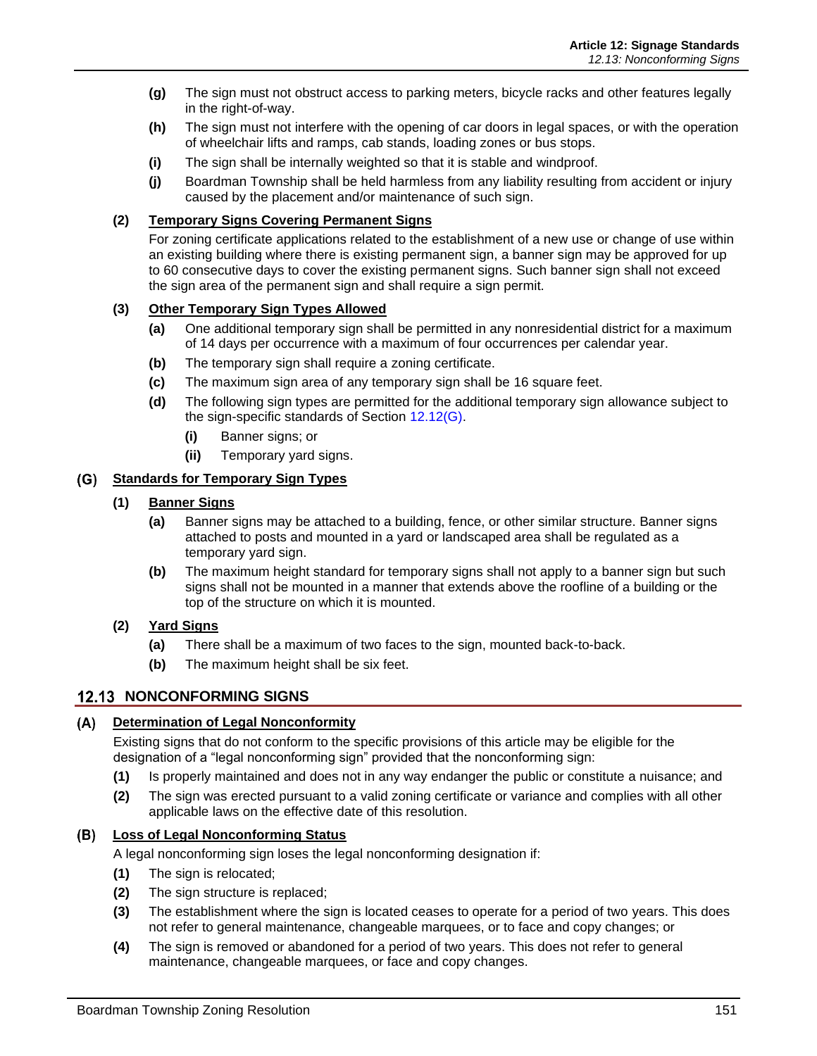**(g)** The sign must not obstruct access to parking meters, bicycle racks and other features legally in the right-of-way.

**(h)** The sign must not interfere with the opening of car doors in legal spaces, or with the operation of wheelchair lifts and ramps, cab stands, loading zones or bus stops.

**(i)** The sign shall be internally weighted so that it is stable and windproof.

**(j)** Boardman Township shall be held harmless from any liability resulting from accident or injury caused by the placement and/or maintenance of such sign.

**(2) Temporary Signs Covering Permanent Signs**

For zoning certificate applications related to the establishment of a new use or change of use within an existing building where there is existing permanent sign, a banner sign may be approved for up to 60 consecutive days to cover the existing permanent signs. Such banner sign shall not exceed the sign area of the permanent sign and shall require a sign permit.

**(3) Other Temporary Sign Types Allowed**

**(a)** One additional temporary sign shall be permitted in any nonresidential district for a maximum of 14 days per occurrence with a maximum of four occurrences per calendar year.

**(b)** The temporary sign shall require a zoning certificate.

**(c)** The maximum sign area of any temporary sign shall be 16 square feet.

**(d)** The following sign types are permitted for the additional temporary sign allowance subject to the sign-specific standards of Section 12.12(G).

**(i)** Banner signs; or

**(ii)** Temporary yard signs.

### (G) Standards for Temporary Sign Types

**(1) Banner Signs**

**(a)** Banner signs may be attached to a building, fence, or other similar structure. Banner signs attached to posts and mounted in a yard or landscaped area shall be regulated as a temporary yard sign.

**(b)** The maximum height standard for temporary signs shall not apply to a banner sign but such signs shall not be mounted in a manner that extends above the roofline of a building or the top of the structure on which it is mounted.

**(2) Yard Signs**

**(a)** There shall be a maximum of two faces to the sign, mounted back-to-back.

**(b)** The maximum height shall be six feet.

## 12.13 NONCONFORMING SIGNS

### (A) Determination of Legal Nonconformity

Existing signs that do not conform to the specific provisions of this article may be eligible for the designation of a "legal nonconforming sign" provided that the nonconforming sign:

**(1)** Is properly maintained and does not in any way endanger the public or constitute a nuisance; and

**(2)** The sign was erected pursuant to a valid zoning certificate or variance and complies with all other applicable laws on the effective date of this resolution.

### (B) Loss of Legal Nonconforming Status

A legal nonconforming sign loses the legal nonconforming designation if:

**(1)** The sign is relocated;

**(2)** The sign structure is replaced;

**(3)** The establishment where the sign is located ceases to operate for a period of two years. This does not refer to general maintenance, changeable marquees, or to face and copy changes; or

**(4)** The sign is removed or abandoned for a period of two years. This does not refer to general maintenance, changeable marquees, or face and copy changes.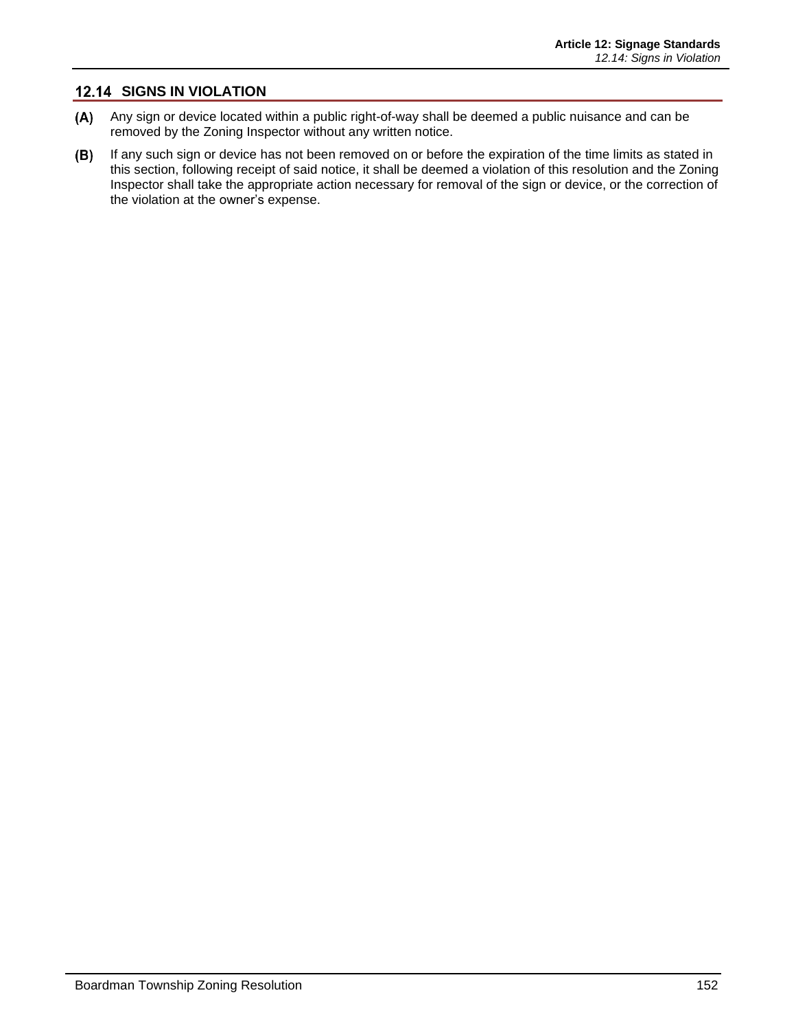## 12.14 SIGNS IN VIOLATION

**(A)** Any sign or device located within a public right-of-way shall be deemed a public nuisance and can be removed by the Zoning Inspector without any written notice.

**(B)** If any such sign or device has not been removed on or before the expiration of the time limits as stated in this section, following receipt of said notice, it shall be deemed a violation of this resolution and the Zoning Inspector shall take the appropriate action necessary for removal of the sign or device, or the correction of the violation at the owner's expense.